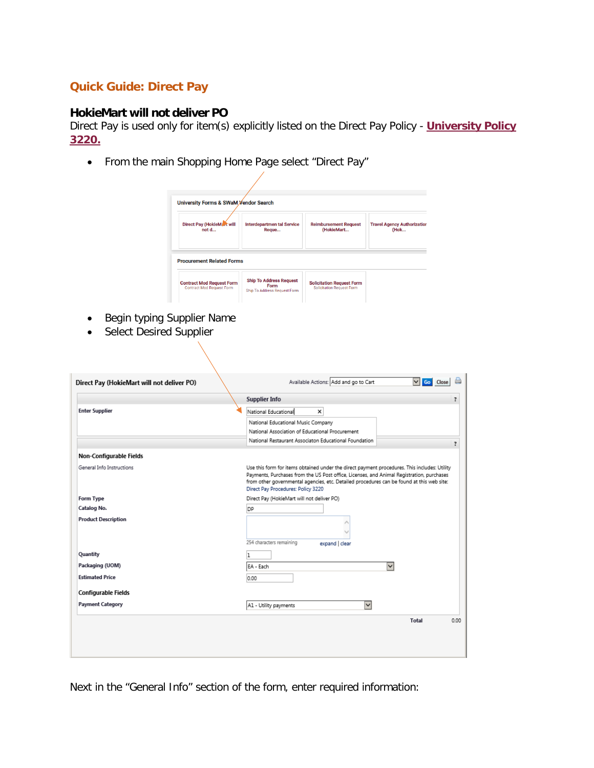## Quick Guide: Direct Pay

### HokieMart will not deliver PO

Direct Pay is used only for item(s) explicitly listed on the Direct Pay Policy - **University Policy 3220.**

- From the main Shopping Home Page select “Direct Pay”

- Begin typing Supplier Name
- Select Desired Supplier

Next in the “General Info” section of the form, enter required information: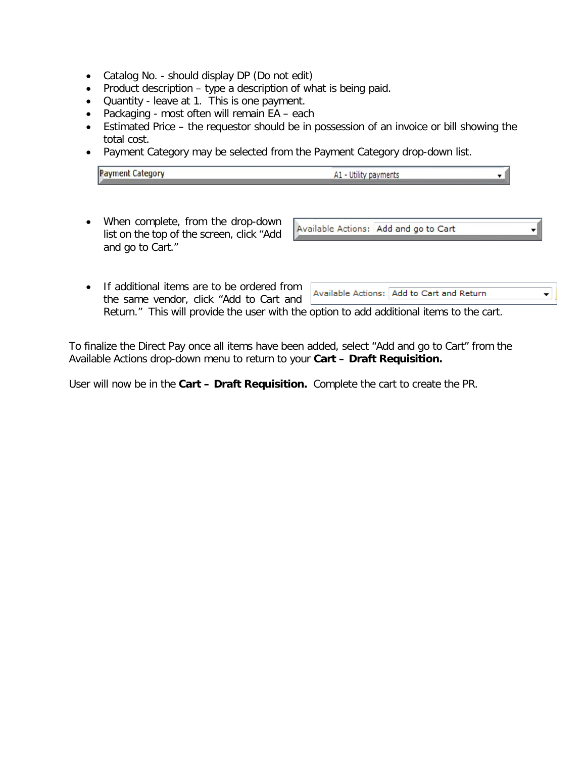- Catalog No. - should display DP (Do not edit)
- Product description – type a description of what is being paid.
- Quantity - leave at 1. This is one payment.
- Packaging - most often will remain EA – each
- Estimated Price – the requestor should be in possession of an invoice or bill showing the total cost.
- Payment Category may be selected from the Payment Category drop-down list.

Payment Category A1 - Utility payments

- When complete, from the drop-down list on the top of the screen, click "Add and go to Cart."

Available Actions: Add and go to Cart

- If additional items are to be ordered from the same vendor, click "Add to Cart and Return." This will provide the user with the option to add additional items to the cart.

Available Actions: Add to Cart and Return

To finalize the Direct Pay once all items have been added, select "Add and go to Cart" from the Available Actions drop-down menu to return to your **Cart – Draft Requisition.**

User will now be in the **Cart – Draft Requisition.** Complete the cart to create the PR.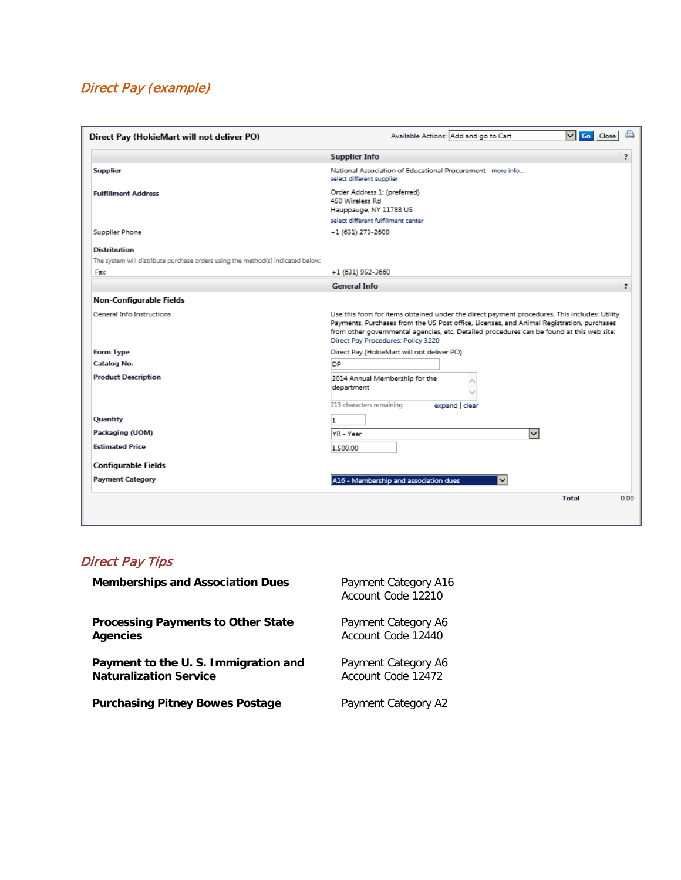## *Direct Pay (example)*

**Direct Pay (HokieMart will not deliver PO)**

Available Actions: Add and go to Cart | Go | Close

**Supplier Info**

| | |
|---|---|
| **Supplier** | National Association of Educational Procurement more info... select different supplier |
| **Fulfillment Address** | Order Address 1: (preferred) 450 Wireless Rd Hauppauge, NY 11788 US select different fulfillment center |
| Supplier Phone | +1 (631) 273-2600 |
| **Distribution** The system will distribute purchase orders using the method(s) indicated below: | |
| Fax | +1 (631) 952-3660 |

**General Info**

**Non-Configurable Fields**

| | |
|---|---|
| General Info Instructions | Use this form for items obtained under the direct payment procedures. This includes: Utility Payments, Purchases from the US Post office, Licenses, and Animal Registration, purchases from other governmental agencies, etc. Detailed procedures can be found at this web site: Direct Pay Procedures: Policy 3220 |
| **Form Type** | Direct Pay (HokieMart will not deliver PO) |
| **Catalog No.** | DP |
| **Product Description** | 2014 Annual Membership for the department (213 characters remaining) expand \| clear |
| **Quantity** | 1 |
| **Packaging (UOM)** | YR - Year |
| **Estimated Price** | 1,500.00 |

**Configurable Fields**

| | |
|---|---|
| **Payment Category** | A16 - Membership and association dues |

**Total** 0.00

## *Direct Pay Tips*

| | |
|---|---|
| **Memberships and Association Dues** | Payment Category A16<br>Account Code 12210 |
| **Processing Payments to Other State Agencies** | Payment Category A6<br>Account Code 12440 |
| **Payment to the U. S. Immigration and Naturalization Service** | Payment Category A6<br>Account Code 12472 |
| **Purchasing Pitney Bowes Postage** | Payment Category A2 |